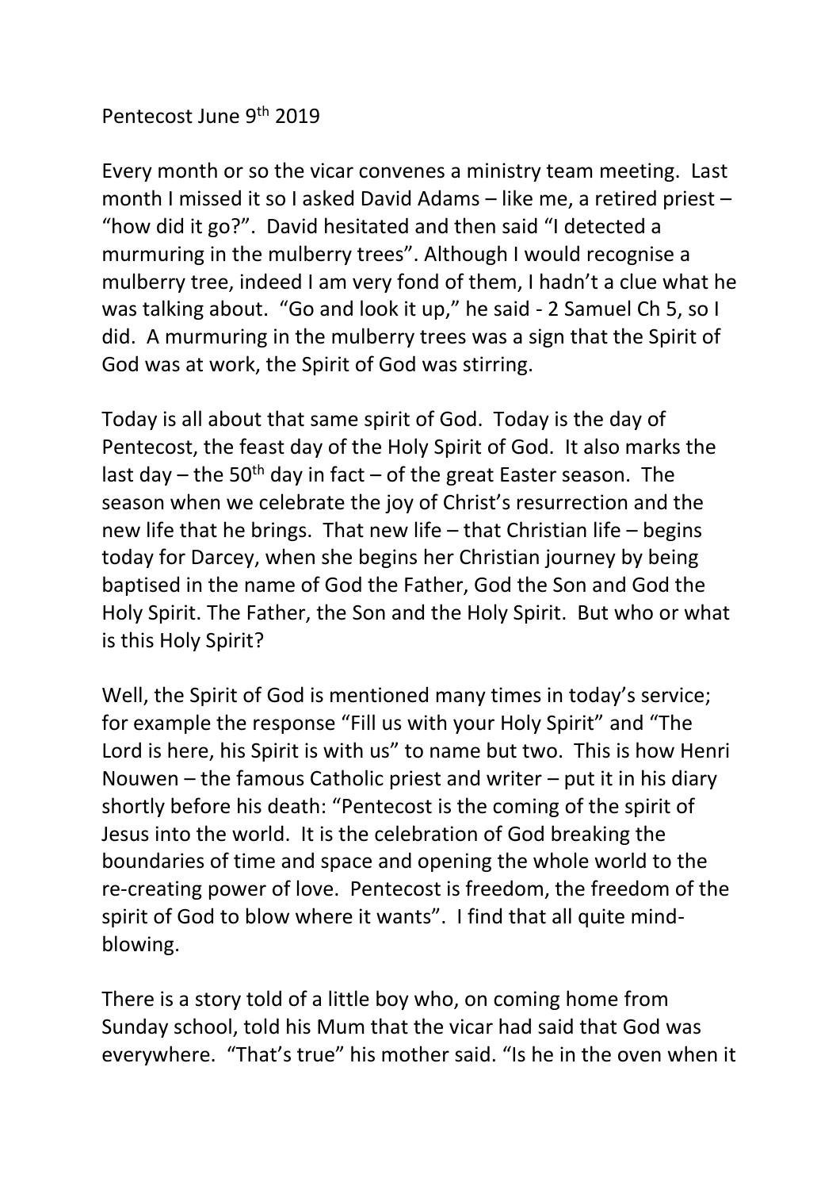Pentecost June 9th 2019

Every month or so the vicar convenes a ministry team meeting. Last month I missed it so I asked David Adams – like me, a retired priest – "how did it go?". David hesitated and then said "I detected a murmuring in the mulberry trees". Although I would recognise a mulberry tree, indeed I am very fond of them, I hadn't a clue what he was talking about. "Go and look it up," he said - 2 Samuel Ch 5, so I did. A murmuring in the mulberry trees was a sign that the Spirit of God was at work, the Spirit of God was stirring.

Today is all about that same spirit of God. Today is the day of Pentecost, the feast day of the Holy Spirit of God. It also marks the last day – the 50th day in fact – of the great Easter season. The season when we celebrate the joy of Christ's resurrection and the new life that he brings. That new life – that Christian life – begins today for Darcey, when she begins her Christian journey by being baptised in the name of God the Father, God the Son and God the Holy Spirit. The Father, the Son and the Holy Spirit. But who or what is this Holy Spirit?

Well, the Spirit of God is mentioned many times in today's service; for example the response "Fill us with your Holy Spirit" and "The Lord is here, his Spirit is with us" to name but two. This is how Henri Nouwen – the famous Catholic priest and writer – put it in his diary shortly before his death: "Pentecost is the coming of the spirit of Jesus into the world. It is the celebration of God breaking the boundaries of time and space and opening the whole world to the re-creating power of love. Pentecost is freedom, the freedom of the spirit of God to blow where it wants". I find that all quite mind-blowing.

There is a story told of a little boy who, on coming home from Sunday school, told his Mum that the vicar had said that God was everywhere. "That's true" his mother said. "Is he in the oven when it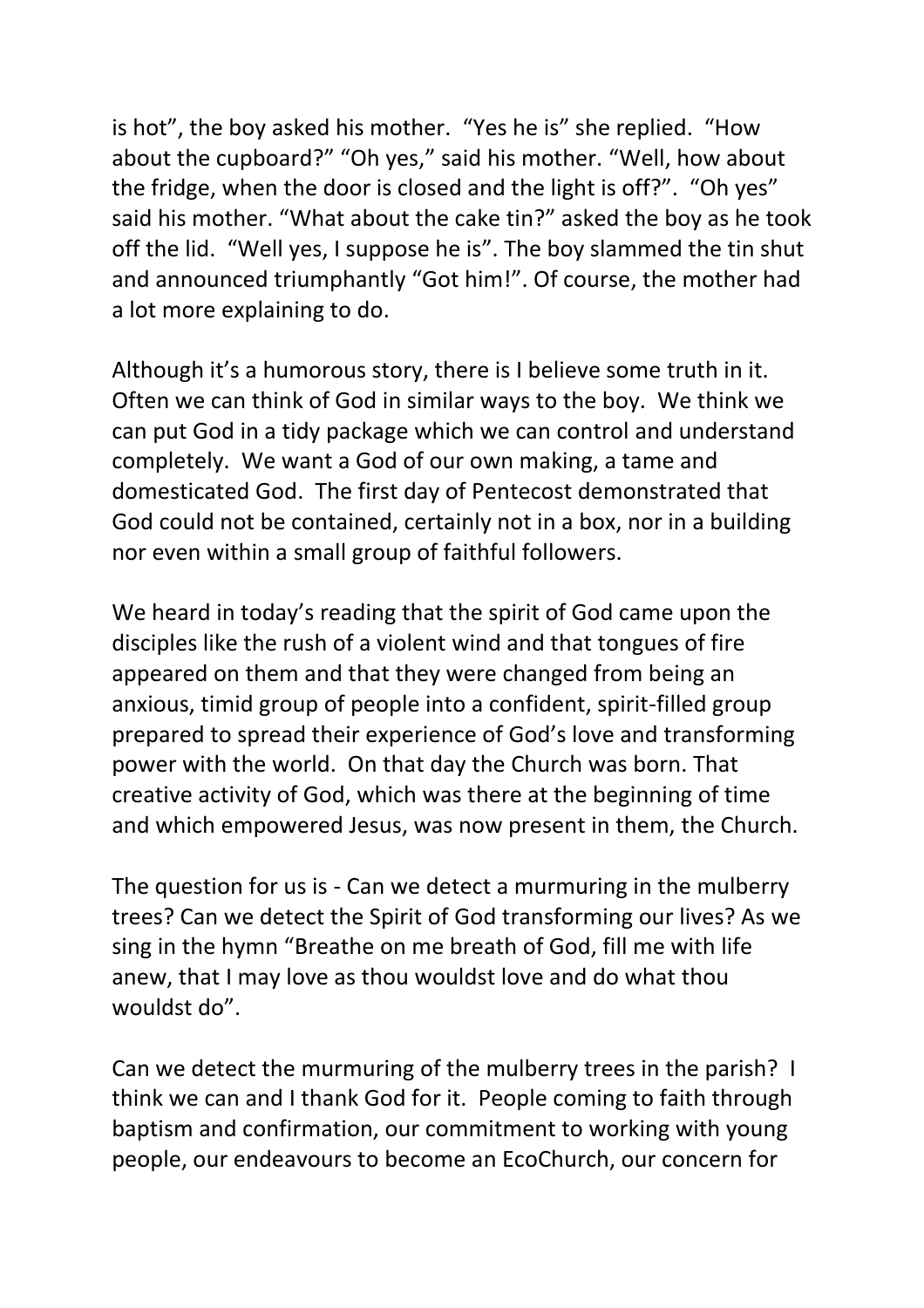is hot", the boy asked his mother. "Yes he is" she replied. "How about the cupboard?" "Oh yes," said his mother. "Well, how about the fridge, when the door is closed and the light is off?". "Oh yes" said his mother. "What about the cake tin?" asked the boy as he took off the lid. "Well yes, I suppose he is". The boy slammed the tin shut and announced triumphantly "Got him!". Of course, the mother had a lot more explaining to do.

Although it's a humorous story, there is I believe some truth in it. Often we can think of God in similar ways to the boy. We think we can put God in a tidy package which we can control and understand completely. We want a God of our own making, a tame and domesticated God. The first day of Pentecost demonstrated that God could not be contained, certainly not in a box, nor in a building nor even within a small group of faithful followers.

We heard in today's reading that the spirit of God came upon the disciples like the rush of a violent wind and that tongues of fire appeared on them and that they were changed from being an anxious, timid group of people into a confident, spirit-filled group prepared to spread their experience of God's love and transforming power with the world. On that day the Church was born. That creative activity of God, which was there at the beginning of time and which empowered Jesus, was now present in them, the Church.

The question for us is - Can we detect a murmuring in the mulberry trees? Can we detect the Spirit of God transforming our lives? As we sing in the hymn "Breathe on me breath of God, fill me with life anew, that I may love as thou wouldst love and do what thou wouldst do".

Can we detect the murmuring of the mulberry trees in the parish? I think we can and I thank God for it. People coming to faith through baptism and confirmation, our commitment to working with young people, our endeavours to become an EcoChurch, our concern for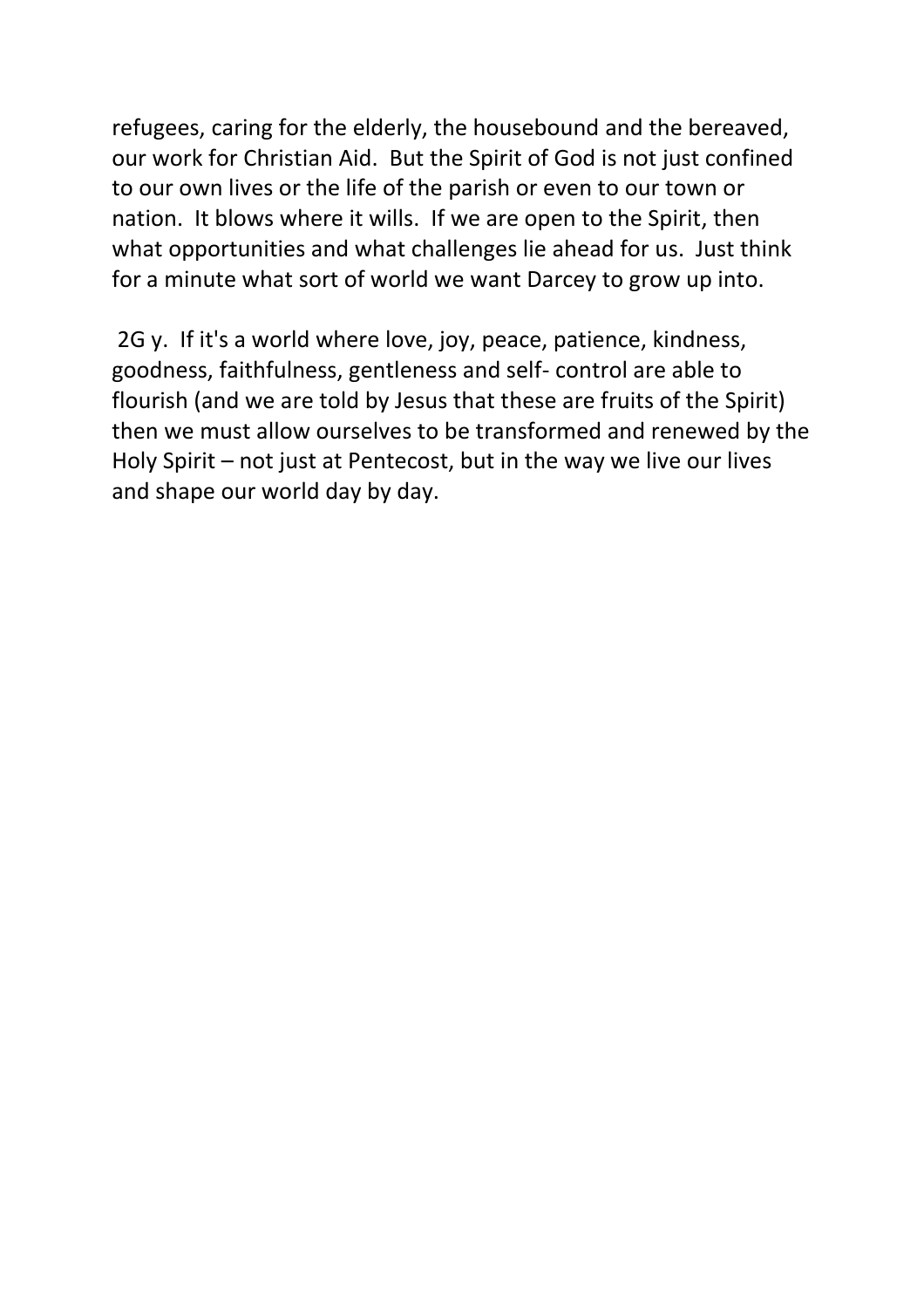refugees, caring for the elderly, the housebound and the bereaved, our work for Christian Aid. But the Spirit of God is not just confined to our own lives or the life of the parish or even to our town or nation. It blows where it wills. If we are open to the Spirit, then what opportunities and what challenges lie ahead for us. Just think for a minute what sort of world we want Darcey to grow up into.

2G y. If it's a world where love, joy, peace, patience, kindness, goodness, faithfulness, gentleness and self- control are able to flourish (and we are told by Jesus that these are fruits of the Spirit) then we must allow ourselves to be transformed and renewed by the Holy Spirit – not just at Pentecost, but in the way we live our lives and shape our world day by day.